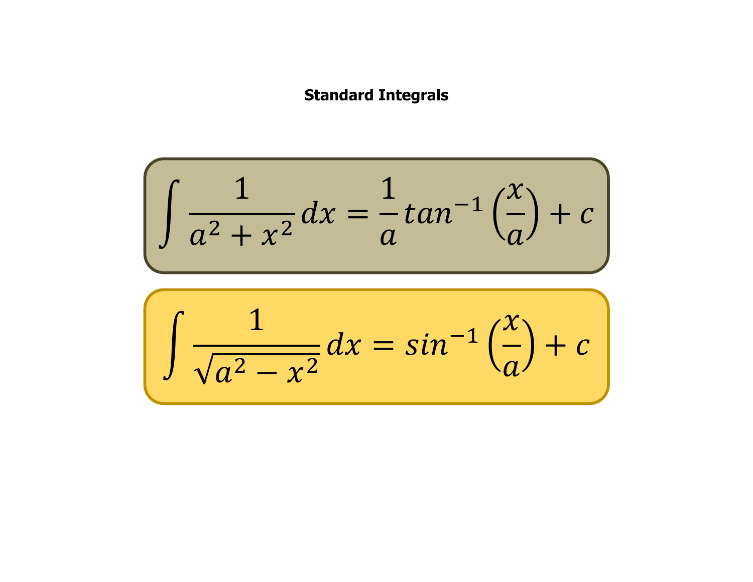# Standard Integrals

$$\int \frac{1}{a^2 + x^2} dx = \frac{1}{a} tan^{-1}\left(\frac{x}{a}\right) + c$$

$$\int \frac{1}{\sqrt{a^2 - x^2}} dx = sin^{-1}\left(\frac{x}{a}\right) + c$$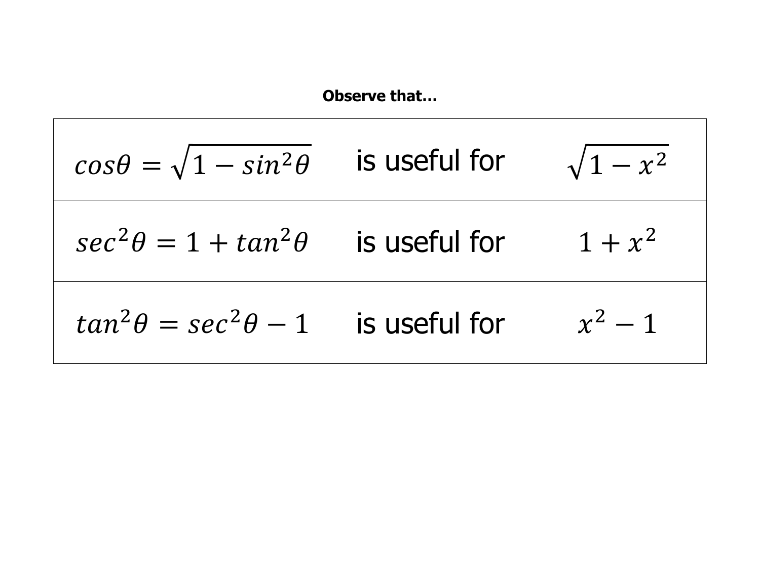**Observe that…**

| | | |
|---|---|---|
| $cos\theta = \sqrt{1 - sin^2\theta}$ | is useful for | $\sqrt{1 - x^2}$ |
| $sec^2\theta = 1 + tan^2\theta$ | is useful for | $1 + x^2$ |
| $tan^2\theta = sec^2\theta - 1$ | is useful for | $x^2 - 1$ |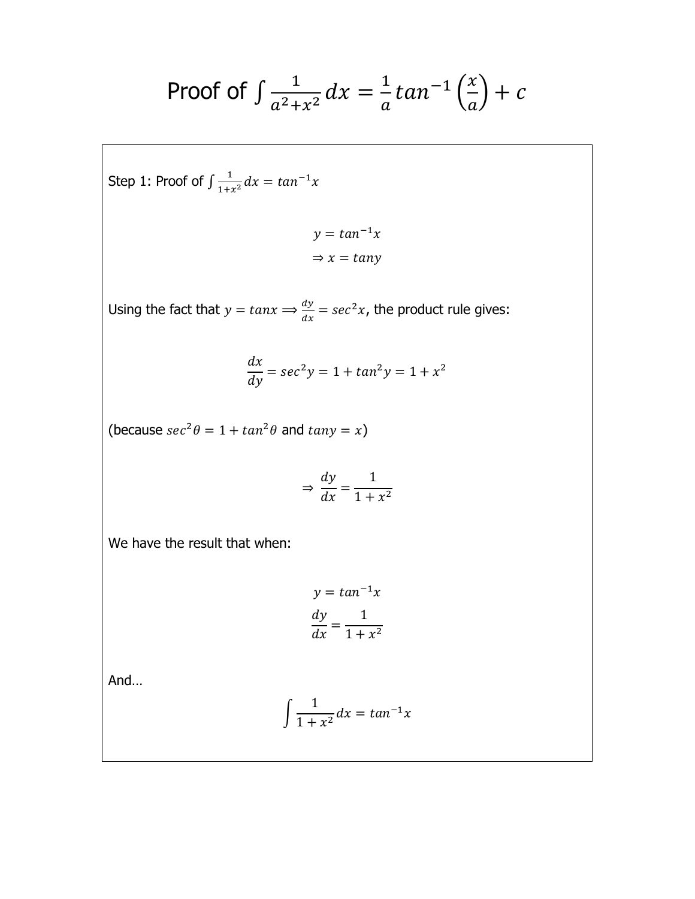# Proof of $\int \frac{1}{a^2+x^2} dx = \frac{1}{a} tan^{-1}\left(\frac{x}{a}\right) + c$

Step 1: Proof of $\int \frac{1}{1+x^2} dx = tan^{-1}x$

$$y = tan^{-1}x$$

$$\Rightarrow x = tany$$

Using the fact that $y = tanx \Longrightarrow \frac{dy}{dx} = sec^2x$, the product rule gives:

$$\frac{dx}{dy} = sec^2y = 1 + tan^2y = 1 + x^2$$

(because $sec^2\theta = 1 + tan^2\theta$ and $tany = x$)

$$\Rightarrow \frac{dy}{dx} = \frac{1}{1+x^2}$$

We have the result that when:

$$y = tan^{-1}x$$

$$\frac{dy}{dx} = \frac{1}{1+x^2}$$

And…

$$\int \frac{1}{1+x^2} dx = tan^{-1}x$$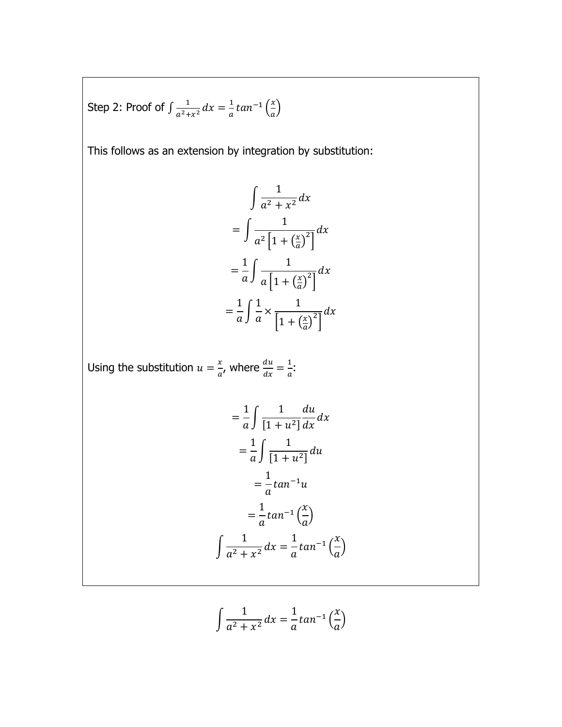Step 2: Proof of $\int \frac{1}{a^2+x^2}dx = \frac{1}{a}tan^{-1}\left(\frac{x}{a}\right)$

This follows as an extension by integration by substitution:

$$\int \frac{1}{a^2+x^2}dx$$

$$= \int \frac{1}{a^2\left[1+\left(\frac{x}{a}\right)^2\right]}dx$$

$$= \frac{1}{a}\int \frac{1}{a\left[1+\left(\frac{x}{a}\right)^2\right]}dx$$

$$= \frac{1}{a}\int \frac{1}{a} \times \frac{1}{\left[1+\left(\frac{x}{a}\right)^2\right]}dx$$

Using the substitution $u = \frac{x}{a}$, where $\frac{du}{dx} = \frac{1}{a}$:

$$= \frac{1}{a}\int \frac{1}{[1+u^2]}\frac{du}{dx}dx$$

$$= \frac{1}{a}\int \frac{1}{[1+u^2]}du$$

$$= \frac{1}{a}tan^{-1}u$$

$$= \frac{1}{a}tan^{-1}\left(\frac{x}{a}\right)$$

$$\int \frac{1}{a^2+x^2}dx = \frac{1}{a}tan^{-1}\left(\frac{x}{a}\right)$$

$$\int \frac{1}{a^2+x^2}dx = \frac{1}{a}tan^{-1}\left(\frac{x}{a}\right)$$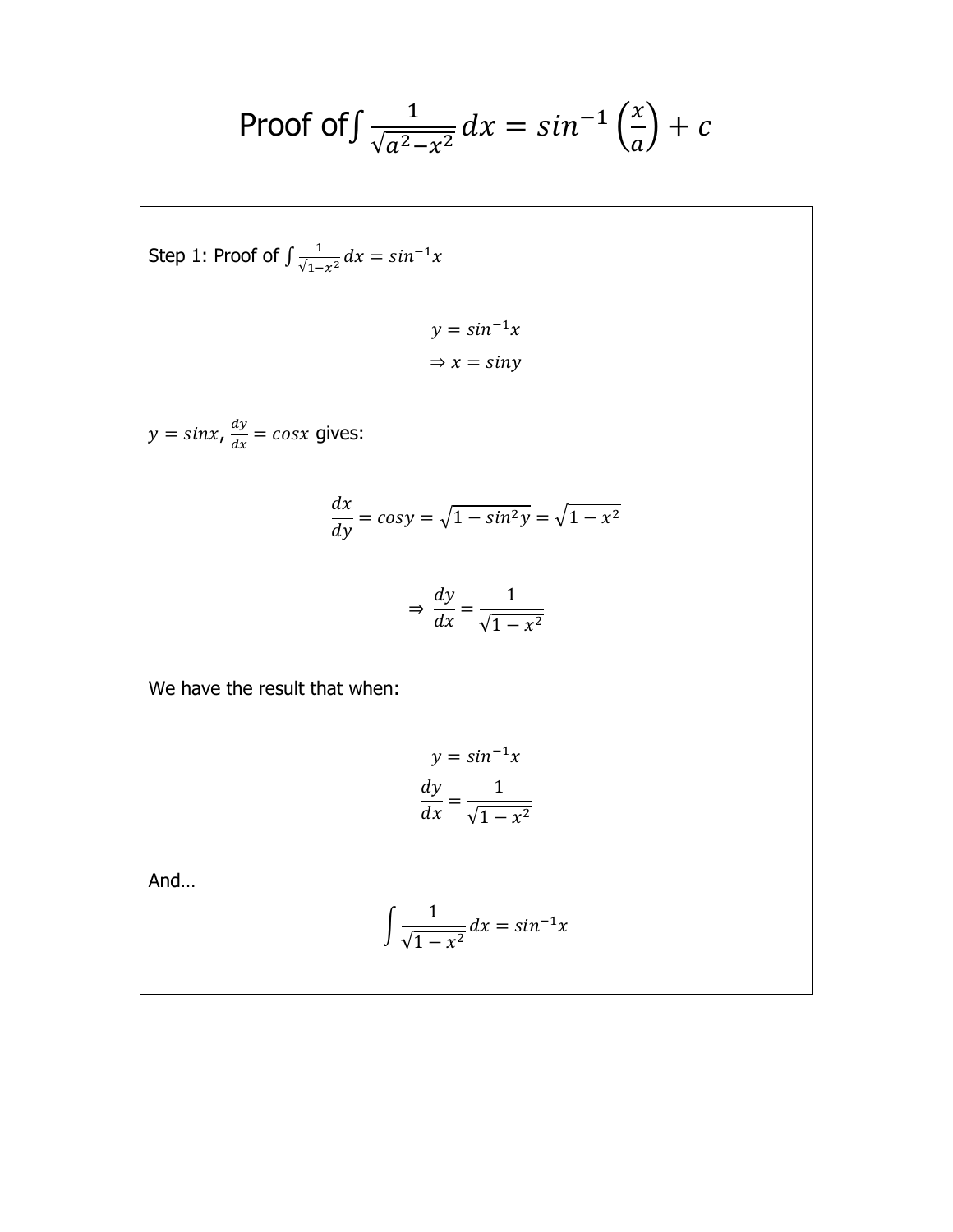# Proof of $\int \frac{1}{\sqrt{a^2-x^2}}\,dx = sin^{-1}\left(\frac{x}{a}\right) + c$

Step 1: Proof of $\int \frac{1}{\sqrt{1-x^2}}\,dx = sin^{-1}x$

$$y = sin^{-1}x$$
$$\Rightarrow x = siny$$

$y = sinx$, $\frac{dy}{dx} = cosx$ gives:

$$\frac{dx}{dy} = cosy = \sqrt{1 - sin^2y} = \sqrt{1 - x^2}$$

$$\Rightarrow \frac{dy}{dx} = \frac{1}{\sqrt{1 - x^2}}$$

We have the result that when:

$$y = sin^{-1}x$$
$$\frac{dy}{dx} = \frac{1}{\sqrt{1 - x^2}}$$

And…

$$\int \frac{1}{\sqrt{1 - x^2}}\,dx = sin^{-1}x$$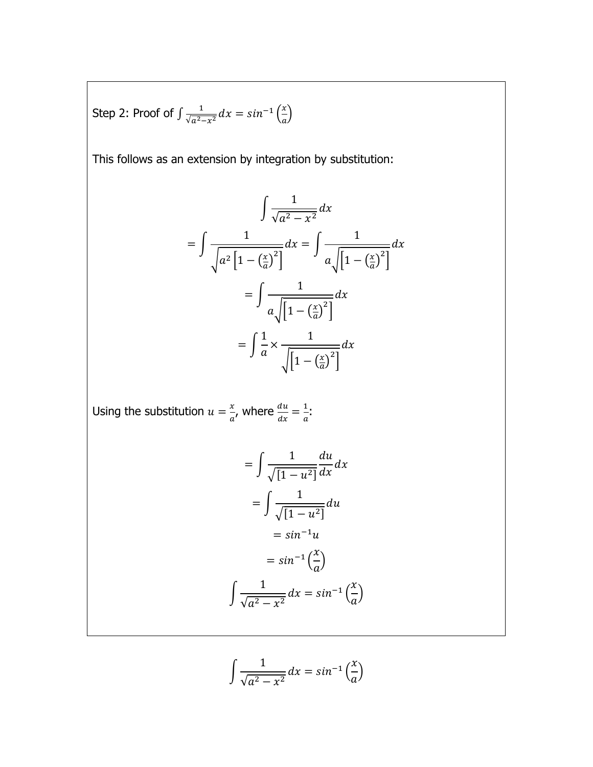Step 2: Proof of $\int \frac{1}{\sqrt{a^2-x^2}}dx = sin^{-1}\left(\frac{x}{a}\right)$

This follows as an extension by integration by substitution:

$$\int \frac{1}{\sqrt{a^2-x^2}}dx$$

$$= \int \frac{1}{\sqrt{a^2\left[1-\left(\frac{x}{a}\right)^2\right]}}dx = \int \frac{1}{a\sqrt{\left[1-\left(\frac{x}{a}\right)^2\right]}}dx$$

$$= \int \frac{1}{a\sqrt{\left[1-\left(\frac{x}{a}\right)^2\right]}}dx$$

$$= \int \frac{1}{a} \times \frac{1}{\sqrt{\left[1-\left(\frac{x}{a}\right)^2\right]}}dx$$

Using the substitution $u = \frac{x}{a}$, where $\frac{du}{dx} = \frac{1}{a}$:

$$= \int \frac{1}{\sqrt{[1-u^2]}}\frac{du}{dx}dx$$

$$= \int \frac{1}{\sqrt{[1-u^2]}}du$$

$$= sin^{-1}u$$

$$= sin^{-1}\left(\frac{x}{a}\right)$$

$$\int \frac{1}{\sqrt{a^2-x^2}}dx = sin^{-1}\left(\frac{x}{a}\right)$$

$$\int \frac{1}{\sqrt{a^2-x^2}}dx = sin^{-1}\left(\frac{x}{a}\right)$$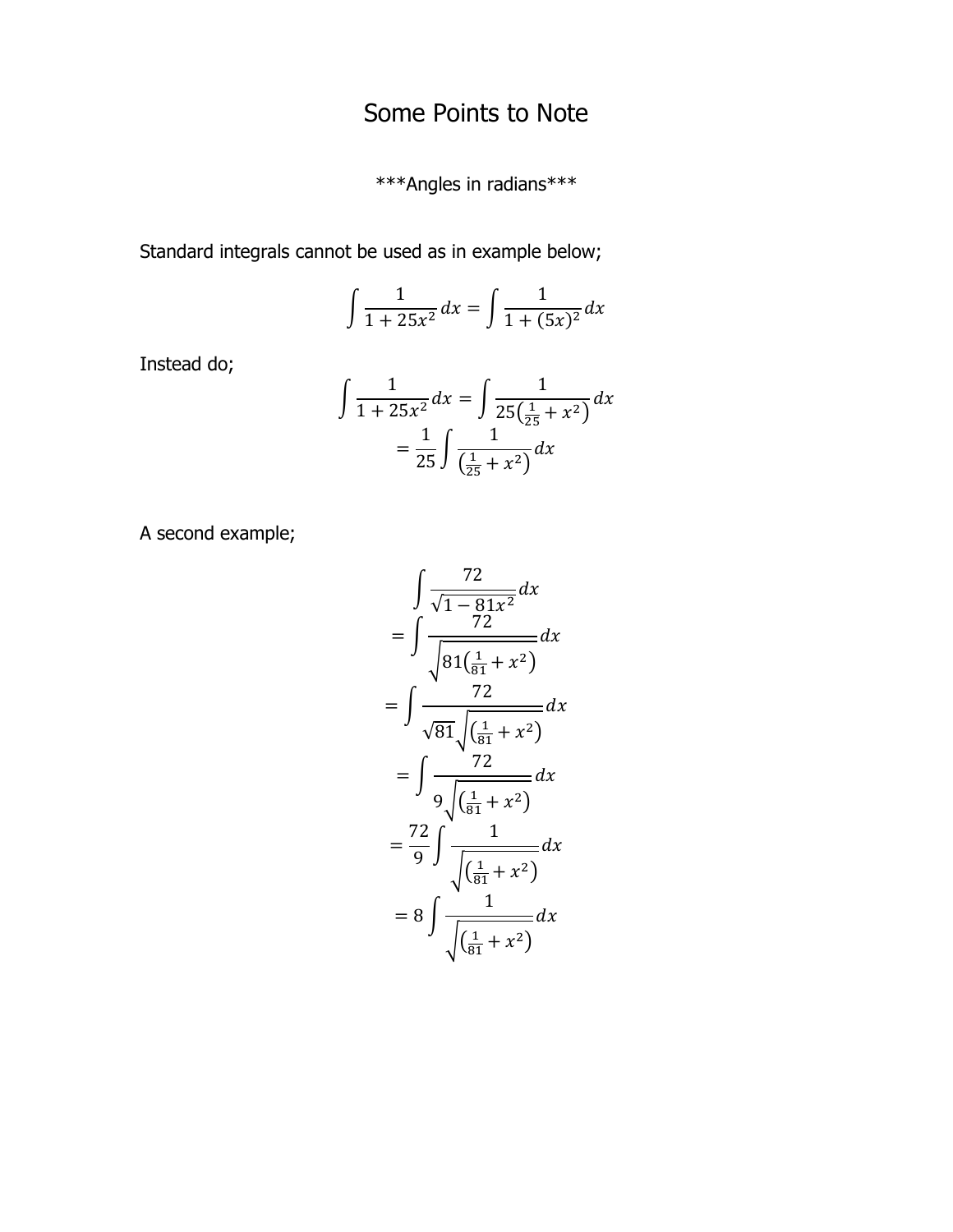# Some Points to Note

\*\*\*Angles in radians\*\*\*

Standard integrals cannot be used as in example below;

$$\int \frac{1}{1+25x^2}\,dx = \int \frac{1}{1+(5x)^2}\,dx$$

Instead do;

$$\int \frac{1}{1+25x^2}\,dx = \int \frac{1}{25\left(\frac{1}{25}+x^2\right)}\,dx$$
$$= \frac{1}{25}\int \frac{1}{\left(\frac{1}{25}+x^2\right)}\,dx$$

A second example;

$$\int \frac{72}{\sqrt{1-81x^2}}\,dx$$
$$= \int \frac{72}{\sqrt{81\left(\frac{1}{81}+x^2\right)}}\,dx$$
$$= \int \frac{72}{\sqrt{81}\sqrt{\left(\frac{1}{81}+x^2\right)}}\,dx$$
$$= \int \frac{72}{9\sqrt{\left(\frac{1}{81}+x^2\right)}}\,dx$$
$$= \frac{72}{9}\int \frac{1}{\sqrt{\left(\frac{1}{81}+x^2\right)}}\,dx$$
$$= 8\int \frac{1}{\sqrt{\left(\frac{1}{81}+x^2\right)}}\,dx$$